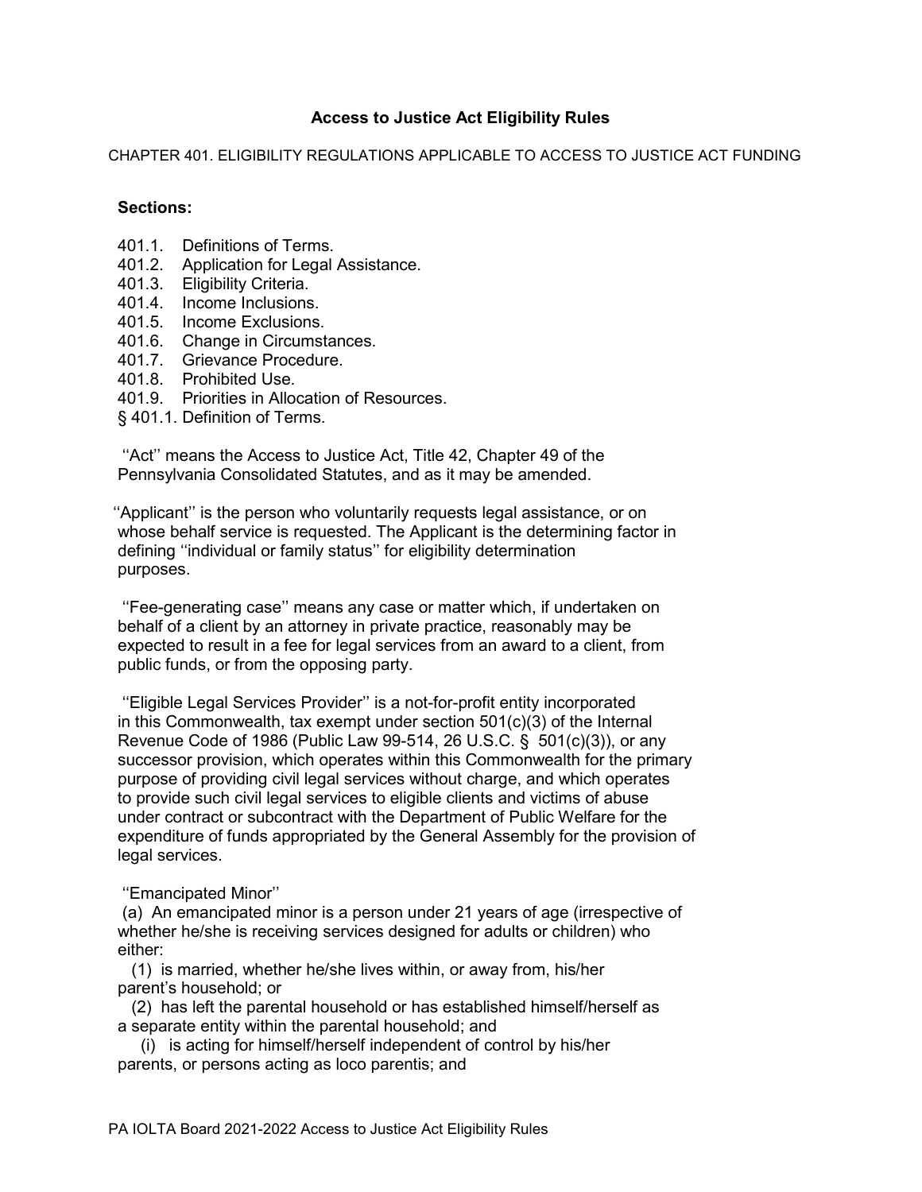# Access to Justice Act Eligibility Rules

CHAPTER 401. ELIGIBILITY REGULATIONS APPLICABLE TO ACCESS TO JUSTICE ACT FUNDING

**Sections:**

401.1. Definitions of Terms.
401.2. Application for Legal Assistance.
401.3. Eligibility Criteria.
401.4. Income Inclusions.
401.5. Income Exclusions.
401.6. Change in Circumstances.
401.7. Grievance Procedure.
401.8. Prohibited Use.
401.9. Priorities in Allocation of Resources.

## § 401.1. Definition of Terms.

''Act'' means the Access to Justice Act, Title 42, Chapter 49 of the Pennsylvania Consolidated Statutes, and as it may be amended.

''Applicant'' is the person who voluntarily requests legal assistance, or on whose behalf service is requested. The Applicant is the determining factor in defining ''individual or family status'' for eligibility determination purposes.

''Fee-generating case'' means any case or matter which, if undertaken on behalf of a client by an attorney in private practice, reasonably may be expected to result in a fee for legal services from an award to a client, from public funds, or from the opposing party.

''Eligible Legal Services Provider'' is a not-for-profit entity incorporated in this Commonwealth, tax exempt under section 501(c)(3) of the Internal Revenue Code of 1986 (Public Law 99-514, 26 U.S.C. § 501(c)(3)), or any successor provision, which operates within this Commonwealth for the primary purpose of providing civil legal services without charge, and which operates to provide such civil legal services to eligible clients and victims of abuse under contract or subcontract with the Department of Public Welfare for the expenditure of funds appropriated by the General Assembly for the provision of legal services.

''Emancipated Minor''

(a) An emancipated minor is a person under 21 years of age (irrespective of whether he/she is receiving services designed for adults or children) who either:

(1) is married, whether he/she lives within, or away from, his/her parent's household; or

(2) has left the parental household or has established himself/herself as a separate entity within the parental household; and

(i) is acting for himself/herself independent of control by his/her parents, or persons acting as loco parentis; and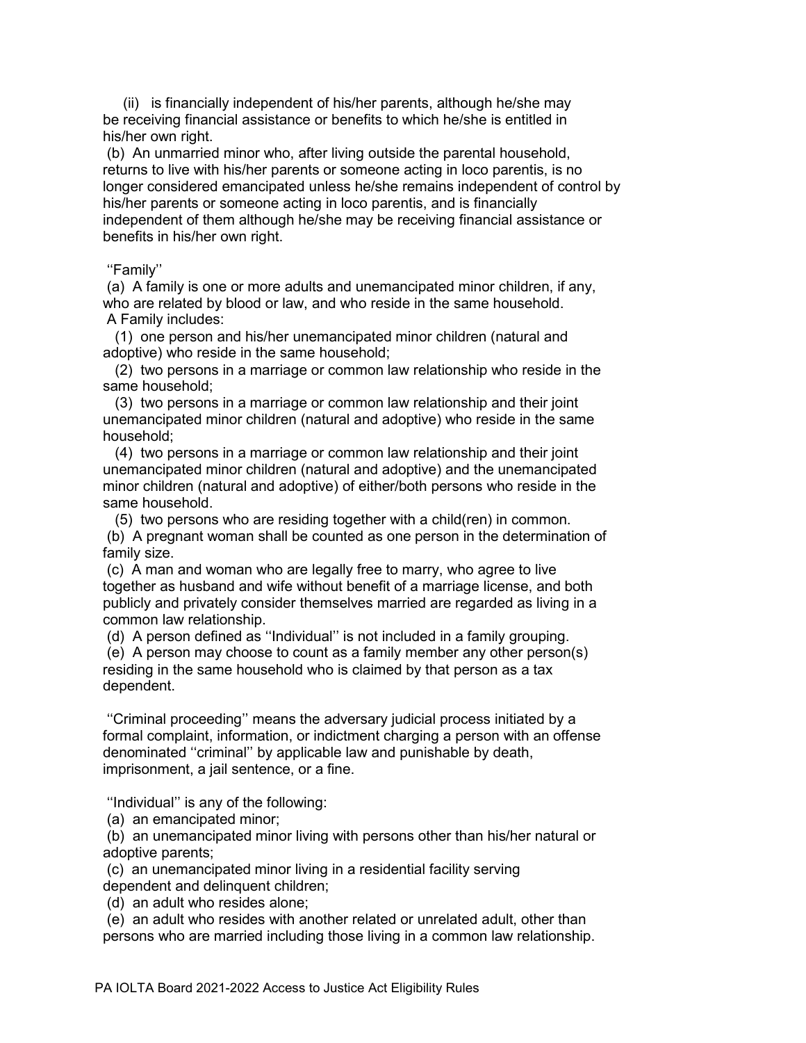(ii) is financially independent of his/her parents, although he/she may be receiving financial assistance or benefits to which he/she is entitled in his/her own right.

(b) An unmarried minor who, after living outside the parental household, returns to live with his/her parents or someone acting in loco parentis, is no longer considered emancipated unless he/she remains independent of control by his/her parents or someone acting in loco parentis, and is financially independent of them although he/she may be receiving financial assistance or benefits in his/her own right.

''Family''

(a) A family is one or more adults and unemancipated minor children, if any, who are related by blood or law, and who reside in the same household.

A Family includes:

(1) one person and his/her unemancipated minor children (natural and adoptive) who reside in the same household;

(2) two persons in a marriage or common law relationship who reside in the same household;

(3) two persons in a marriage or common law relationship and their joint unemancipated minor children (natural and adoptive) who reside in the same household;

(4) two persons in a marriage or common law relationship and their joint unemancipated minor children (natural and adoptive) and the unemancipated minor children (natural and adoptive) of either/both persons who reside in the same household.

(5) two persons who are residing together with a child(ren) in common.

(b) A pregnant woman shall be counted as one person in the determination of family size.

(c) A man and woman who are legally free to marry, who agree to live together as husband and wife without benefit of a marriage license, and both publicly and privately consider themselves married are regarded as living in a common law relationship.

(d) A person defined as ''Individual'' is not included in a family grouping.

(e) A person may choose to count as a family member any other person(s) residing in the same household who is claimed by that person as a tax dependent.

''Criminal proceeding'' means the adversary judicial process initiated by a formal complaint, information, or indictment charging a person with an offense denominated ''criminal'' by applicable law and punishable by death, imprisonment, a jail sentence, or a fine.

''Individual'' is any of the following:

(a) an emancipated minor;

(b) an unemancipated minor living with persons other than his/her natural or adoptive parents;

(c) an unemancipated minor living in a residential facility serving dependent and delinquent children;

(d) an adult who resides alone;

(e) an adult who resides with another related or unrelated adult, other than persons who are married including those living in a common law relationship.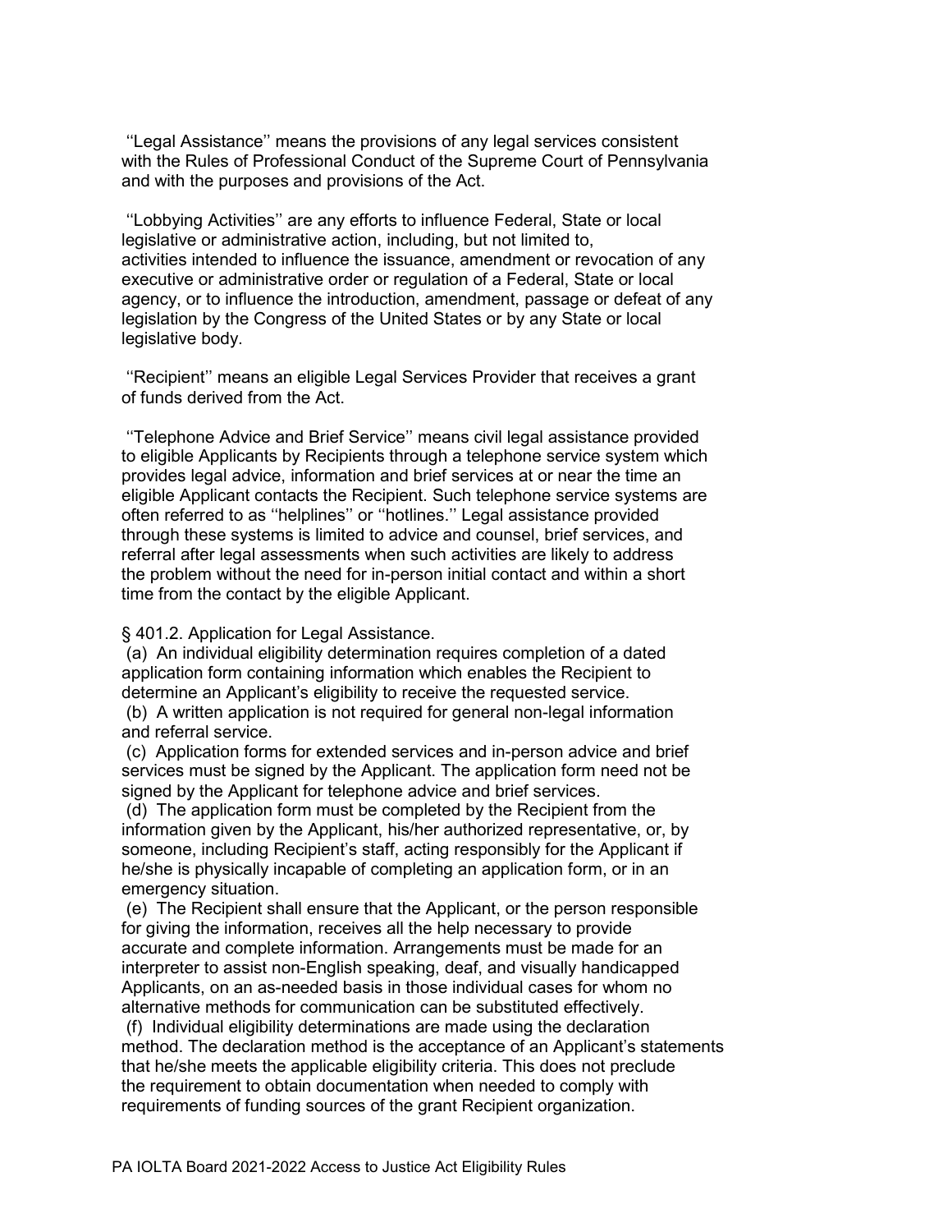"Legal Assistance" means the provisions of any legal services consistent with the Rules of Professional Conduct of the Supreme Court of Pennsylvania and with the purposes and provisions of the Act.

"Lobbying Activities" are any efforts to influence Federal, State or local legislative or administrative action, including, but not limited to, activities intended to influence the issuance, amendment or revocation of any executive or administrative order or regulation of a Federal, State or local agency, or to influence the introduction, amendment, passage or defeat of any legislation by the Congress of the United States or by any State or local legislative body.

"Recipient" means an eligible Legal Services Provider that receives a grant of funds derived from the Act.

"Telephone Advice and Brief Service" means civil legal assistance provided to eligible Applicants by Recipients through a telephone service system which provides legal advice, information and brief services at or near the time an eligible Applicant contacts the Recipient. Such telephone service systems are often referred to as "helplines" or "hotlines." Legal assistance provided through these systems is limited to advice and counsel, brief services, and referral after legal assessments when such activities are likely to address the problem without the need for in-person initial contact and within a short time from the contact by the eligible Applicant.

## § 401.2. Application for Legal Assistance.

(a) An individual eligibility determination requires completion of a dated application form containing information which enables the Recipient to determine an Applicant's eligibility to receive the requested service.

(b) A written application is not required for general non-legal information and referral service.

(c) Application forms for extended services and in-person advice and brief services must be signed by the Applicant. The application form need not be signed by the Applicant for telephone advice and brief services.

(d) The application form must be completed by the Recipient from the information given by the Applicant, his/her authorized representative, or, by someone, including Recipient's staff, acting responsibly for the Applicant if he/she is physically incapable of completing an application form, or in an emergency situation.

(e) The Recipient shall ensure that the Applicant, or the person responsible for giving the information, receives all the help necessary to provide accurate and complete information. Arrangements must be made for an interpreter to assist non-English speaking, deaf, and visually handicapped Applicants, on an as-needed basis in those individual cases for whom no alternative methods for communication can be substituted effectively.

(f) Individual eligibility determinations are made using the declaration method. The declaration method is the acceptance of an Applicant's statements that he/she meets the applicable eligibility criteria. This does not preclude the requirement to obtain documentation when needed to comply with requirements of funding sources of the grant Recipient organization.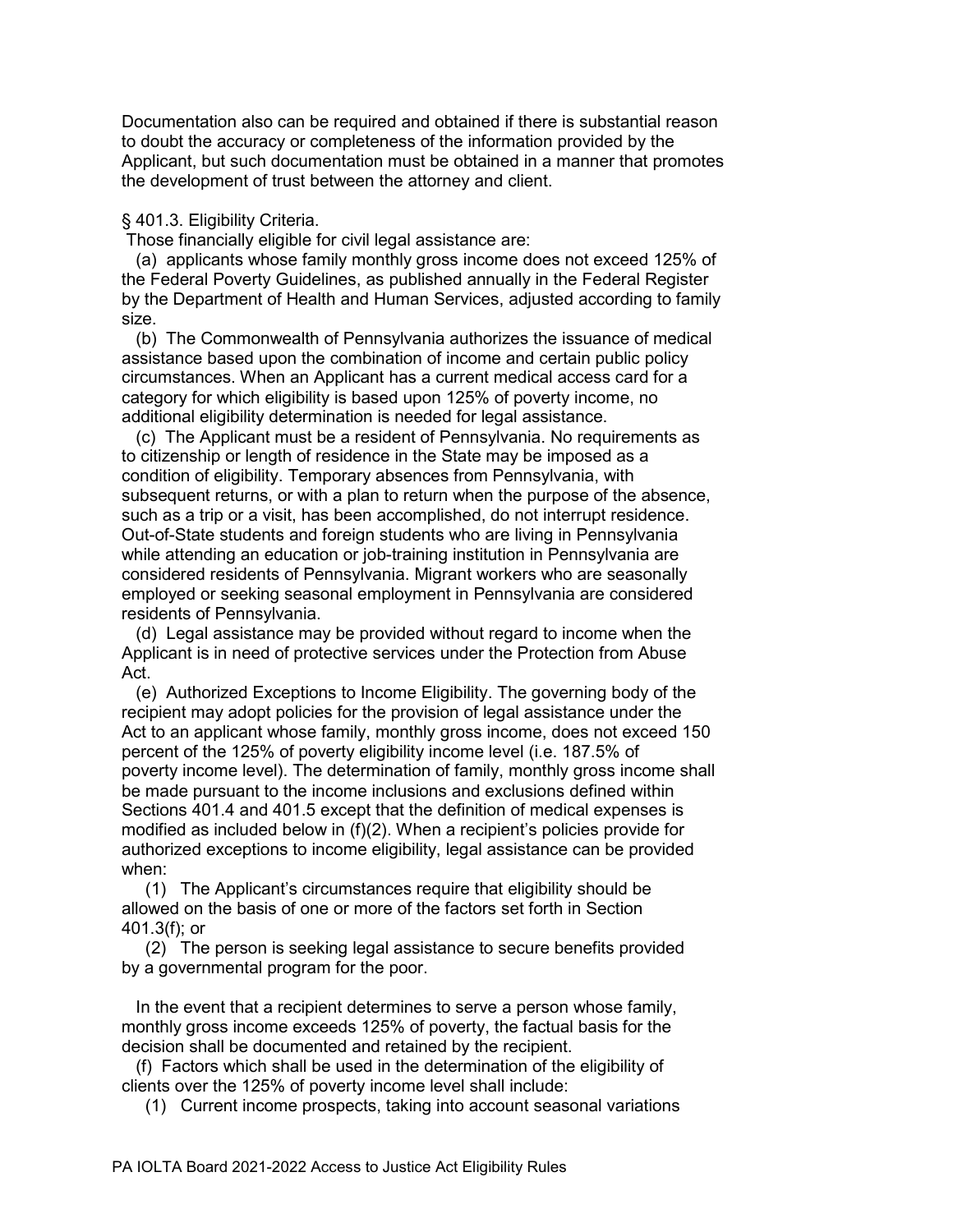Documentation also can be required and obtained if there is substantial reason to doubt the accuracy or completeness of the information provided by the Applicant, but such documentation must be obtained in a manner that promotes the development of trust between the attorney and client.

§ 401.3. Eligibility Criteria.

Those financially eligible for civil legal assistance are:

(a) applicants whose family monthly gross income does not exceed 125% of the Federal Poverty Guidelines, as published annually in the Federal Register by the Department of Health and Human Services, adjusted according to family size.

(b) The Commonwealth of Pennsylvania authorizes the issuance of medical assistance based upon the combination of income and certain public policy circumstances. When an Applicant has a current medical access card for a category for which eligibility is based upon 125% of poverty income, no additional eligibility determination is needed for legal assistance.

(c) The Applicant must be a resident of Pennsylvania. No requirements as to citizenship or length of residence in the State may be imposed as a condition of eligibility. Temporary absences from Pennsylvania, with subsequent returns, or with a plan to return when the purpose of the absence, such as a trip or a visit, has been accomplished, do not interrupt residence. Out-of-State students and foreign students who are living in Pennsylvania while attending an education or job-training institution in Pennsylvania are considered residents of Pennsylvania. Migrant workers who are seasonally employed or seeking seasonal employment in Pennsylvania are considered residents of Pennsylvania.

(d) Legal assistance may be provided without regard to income when the Applicant is in need of protective services under the Protection from Abuse Act.

(e) Authorized Exceptions to Income Eligibility. The governing body of the recipient may adopt policies for the provision of legal assistance under the Act to an applicant whose family, monthly gross income, does not exceed 150 percent of the 125% of poverty eligibility income level (i.e. 187.5% of poverty income level). The determination of family, monthly gross income shall be made pursuant to the income inclusions and exclusions defined within Sections 401.4 and 401.5 except that the definition of medical expenses is modified as included below in (f)(2). When a recipient's policies provide for authorized exceptions to income eligibility, legal assistance can be provided when:

(1) The Applicant's circumstances require that eligibility should be allowed on the basis of one or more of the factors set forth in Section 401.3(f); or

(2) The person is seeking legal assistance to secure benefits provided by a governmental program for the poor.

In the event that a recipient determines to serve a person whose family, monthly gross income exceeds 125% of poverty, the factual basis for the decision shall be documented and retained by the recipient.

(f) Factors which shall be used in the determination of the eligibility of clients over the 125% of poverty income level shall include:

(1) Current income prospects, taking into account seasonal variations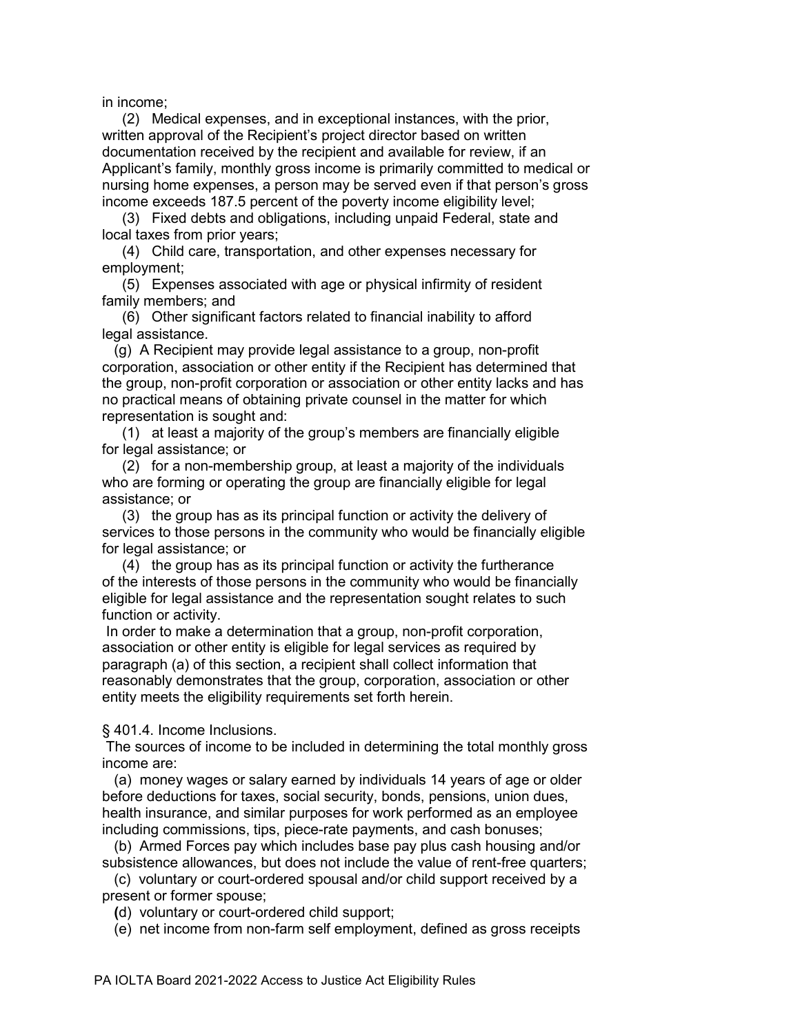in income;

(2) Medical expenses, and in exceptional instances, with the prior, written approval of the Recipient's project director based on written documentation received by the recipient and available for review, if an Applicant's family, monthly gross income is primarily committed to medical or nursing home expenses, a person may be served even if that person's gross income exceeds 187.5 percent of the poverty income eligibility level;

(3) Fixed debts and obligations, including unpaid Federal, state and local taxes from prior years;

(4) Child care, transportation, and other expenses necessary for employment;

(5) Expenses associated with age or physical infirmity of resident family members; and

(6) Other significant factors related to financial inability to afford legal assistance.

(g) A Recipient may provide legal assistance to a group, non-profit corporation, association or other entity if the Recipient has determined that the group, non-profit corporation or association or other entity lacks and has no practical means of obtaining private counsel in the matter for which representation is sought and:

(1) at least a majority of the group's members are financially eligible for legal assistance; or

(2) for a non-membership group, at least a majority of the individuals who are forming or operating the group are financially eligible for legal assistance; or

(3) the group has as its principal function or activity the delivery of services to those persons in the community who would be financially eligible for legal assistance; or

(4) the group has as its principal function or activity the furtherance of the interests of those persons in the community who would be financially eligible for legal assistance and the representation sought relates to such function or activity.

In order to make a determination that a group, non-profit corporation, association or other entity is eligible for legal services as required by paragraph (a) of this section, a recipient shall collect information that reasonably demonstrates that the group, corporation, association or other entity meets the eligibility requirements set forth herein.

§ 401.4. Income Inclusions.

The sources of income to be included in determining the total monthly gross income are:

(a) money wages or salary earned by individuals 14 years of age or older before deductions for taxes, social security, bonds, pensions, union dues, health insurance, and similar purposes for work performed as an employee including commissions, tips, piece-rate payments, and cash bonuses;

(b) Armed Forces pay which includes base pay plus cash housing and/or subsistence allowances, but does not include the value of rent-free quarters;

(c) voluntary or court-ordered spousal and/or child support received by a present or former spouse;

(d) voluntary or court-ordered child support;

(e) net income from non-farm self employment, defined as gross receipts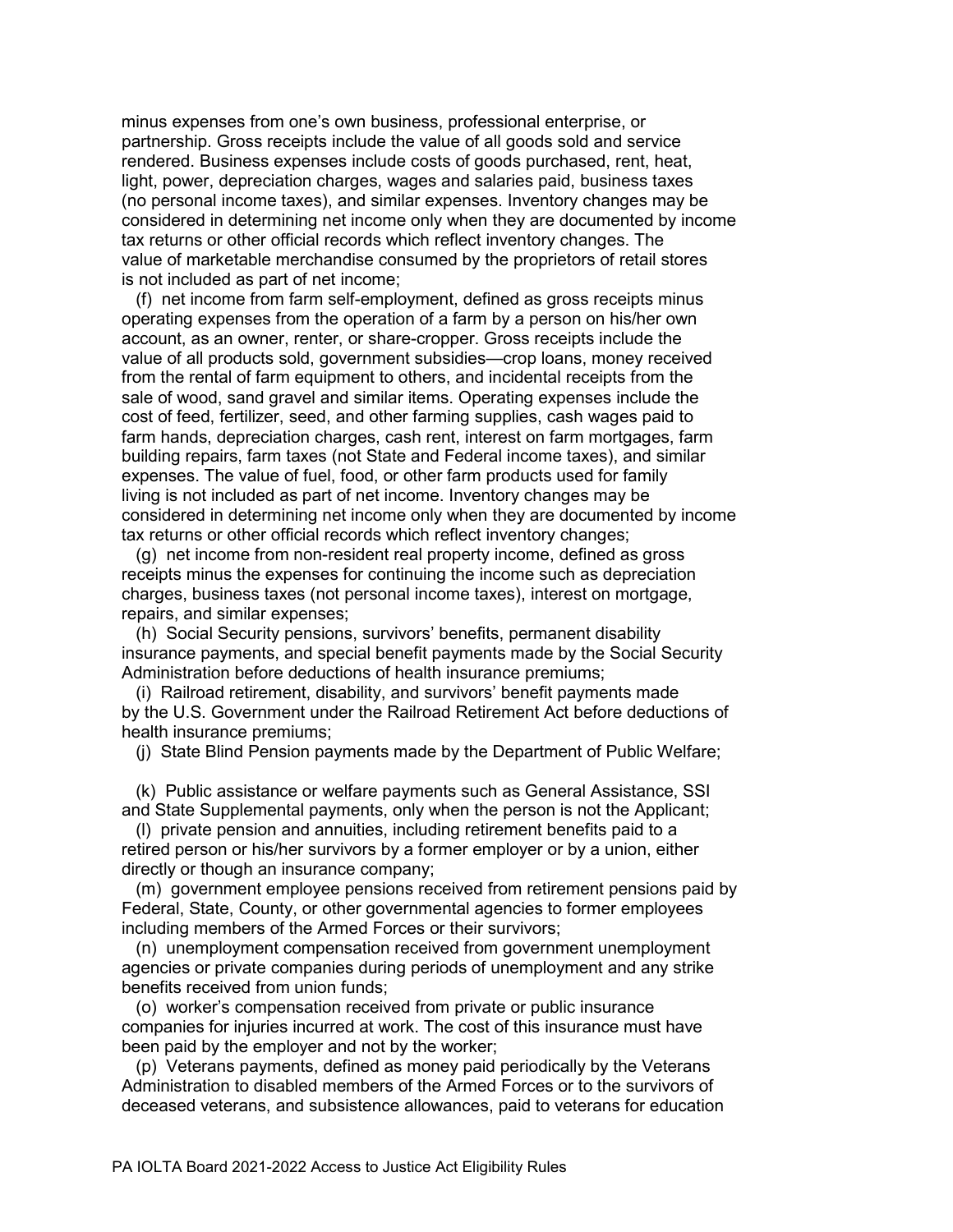minus expenses from one's own business, professional enterprise, or partnership. Gross receipts include the value of all goods sold and service rendered. Business expenses include costs of goods purchased, rent, heat, light, power, depreciation charges, wages and salaries paid, business taxes (no personal income taxes), and similar expenses. Inventory changes may be considered in determining net income only when they are documented by income tax returns or other official records which reflect inventory changes. The value of marketable merchandise consumed by the proprietors of retail stores is not included as part of net income;

(f) net income from farm self-employment, defined as gross receipts minus operating expenses from the operation of a farm by a person on his/her own account, as an owner, renter, or share-cropper. Gross receipts include the value of all products sold, government subsidies—crop loans, money received from the rental of farm equipment to others, and incidental receipts from the sale of wood, sand gravel and similar items. Operating expenses include the cost of feed, fertilizer, seed, and other farming supplies, cash wages paid to farm hands, depreciation charges, cash rent, interest on farm mortgages, farm building repairs, farm taxes (not State and Federal income taxes), and similar expenses. The value of fuel, food, or other farm products used for family living is not included as part of net income. Inventory changes may be considered in determining net income only when they are documented by income tax returns or other official records which reflect inventory changes;

(g) net income from non-resident real property income, defined as gross receipts minus the expenses for continuing the income such as depreciation charges, business taxes (not personal income taxes), interest on mortgage, repairs, and similar expenses;

(h) Social Security pensions, survivors' benefits, permanent disability insurance payments, and special benefit payments made by the Social Security Administration before deductions of health insurance premiums;

(i) Railroad retirement, disability, and survivors' benefit payments made by the U.S. Government under the Railroad Retirement Act before deductions of health insurance premiums;

(j) State Blind Pension payments made by the Department of Public Welfare;

(k) Public assistance or welfare payments such as General Assistance, SSI and State Supplemental payments, only when the person is not the Applicant;

(l) private pension and annuities, including retirement benefits paid to a retired person or his/her survivors by a former employer or by a union, either directly or though an insurance company;

(m) government employee pensions received from retirement pensions paid by Federal, State, County, or other governmental agencies to former employees including members of the Armed Forces or their survivors;

(n) unemployment compensation received from government unemployment agencies or private companies during periods of unemployment and any strike benefits received from union funds;

(o) worker's compensation received from private or public insurance companies for injuries incurred at work. The cost of this insurance must have been paid by the employer and not by the worker;

(p) Veterans payments, defined as money paid periodically by the Veterans Administration to disabled members of the Armed Forces or to the survivors of deceased veterans, and subsistence allowances, paid to veterans for education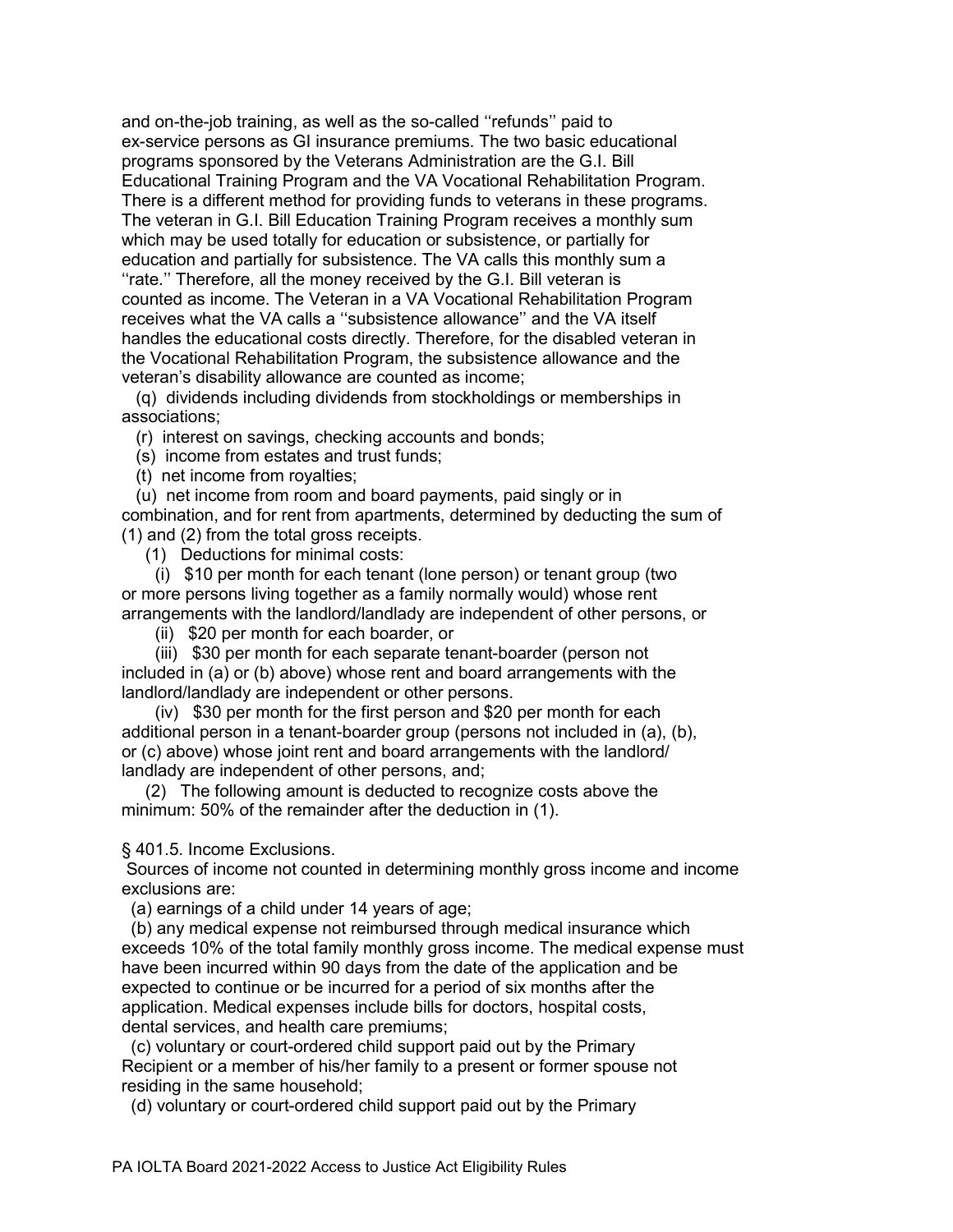and on-the-job training, as well as the so-called ''refunds'' paid to ex-service persons as GI insurance premiums. The two basic educational programs sponsored by the Veterans Administration are the G.I. Bill Educational Training Program and the VA Vocational Rehabilitation Program. There is a different method for providing funds to veterans in these programs. The veteran in G.I. Bill Education Training Program receives a monthly sum which may be used totally for education or subsistence, or partially for education and partially for subsistence. The VA calls this monthly sum a ''rate.'' Therefore, all the money received by the G.I. Bill veteran is counted as income. The Veteran in a VA Vocational Rehabilitation Program receives what the VA calls a ''subsistence allowance'' and the VA itself handles the educational costs directly. Therefore, for the disabled veteran in the Vocational Rehabilitation Program, the subsistence allowance and the veteran's disability allowance are counted as income;

(q) dividends including dividends from stockholdings or memberships in associations;

(r) interest on savings, checking accounts and bonds;

(s) income from estates and trust funds;

(t) net income from royalties;

(u) net income from room and board payments, paid singly or in combination, and for rent from apartments, determined by deducting the sum of (1) and (2) from the total gross receipts.

(1) Deductions for minimal costs:

(i) $10 per month for each tenant (lone person) or tenant group (two or more persons living together as a family normally would) whose rent arrangements with the landlord/landlady are independent of other persons, or

(ii) $20 per month for each boarder, or

(iii) $30 per month for each separate tenant-boarder (person not included in (a) or (b) above) whose rent and board arrangements with the landlord/landlady are independent or other persons.

(iv) $30 per month for the first person and $20 per month for each additional person in a tenant-boarder group (persons not included in (a), (b), or (c) above) whose joint rent and board arrangements with the landlord/ landlady are independent of other persons, and;

(2) The following amount is deducted to recognize costs above the minimum: 50% of the remainder after the deduction in (1).

§ 401.5. Income Exclusions.

Sources of income not counted in determining monthly gross income and income exclusions are:

(a) earnings of a child under 14 years of age;

(b) any medical expense not reimbursed through medical insurance which exceeds 10% of the total family monthly gross income. The medical expense must have been incurred within 90 days from the date of the application and be expected to continue or be incurred for a period of six months after the application. Medical expenses include bills for doctors, hospital costs, dental services, and health care premiums;

(c) voluntary or court-ordered child support paid out by the Primary Recipient or a member of his/her family to a present or former spouse not residing in the same household;

(d) voluntary or court-ordered child support paid out by the Primary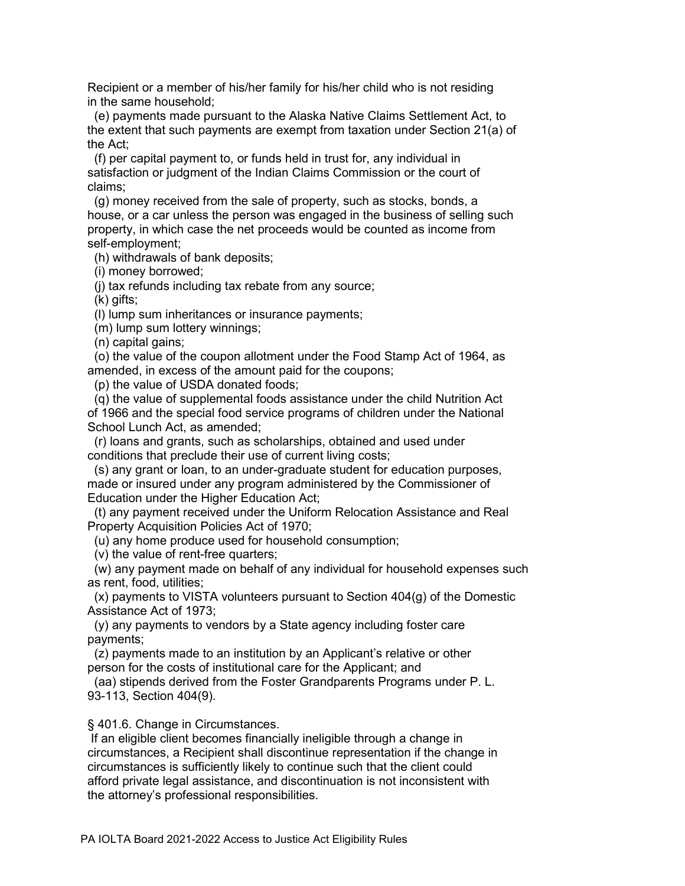Recipient or a member of his/her family for his/her child who is not residing in the same household;

(e) payments made pursuant to the Alaska Native Claims Settlement Act, to the extent that such payments are exempt from taxation under Section 21(a) of the Act;

(f) per capital payment to, or funds held in trust for, any individual in satisfaction or judgment of the Indian Claims Commission or the court of claims;

(g) money received from the sale of property, such as stocks, bonds, a house, or a car unless the person was engaged in the business of selling such property, in which case the net proceeds would be counted as income from self-employment;

(h) withdrawals of bank deposits;

(i) money borrowed;

(j) tax refunds including tax rebate from any source;

(k) gifts;

(l) lump sum inheritances or insurance payments;

(m) lump sum lottery winnings;

(n) capital gains;

(o) the value of the coupon allotment under the Food Stamp Act of 1964, as amended, in excess of the amount paid for the coupons;

(p) the value of USDA donated foods;

(q) the value of supplemental foods assistance under the child Nutrition Act of 1966 and the special food service programs of children under the National School Lunch Act, as amended;

(r) loans and grants, such as scholarships, obtained and used under conditions that preclude their use of current living costs;

(s) any grant or loan, to an under-graduate student for education purposes, made or insured under any program administered by the Commissioner of Education under the Higher Education Act;

(t) any payment received under the Uniform Relocation Assistance and Real Property Acquisition Policies Act of 1970;

(u) any home produce used for household consumption;

(v) the value of rent-free quarters;

(w) any payment made on behalf of any individual for household expenses such as rent, food, utilities;

(x) payments to VISTA volunteers pursuant to Section 404(g) of the Domestic Assistance Act of 1973;

(y) any payments to vendors by a State agency including foster care payments;

(z) payments made to an institution by an Applicant's relative or other person for the costs of institutional care for the Applicant; and

(aa) stipends derived from the Foster Grandparents Programs under P. L. 93-113, Section 404(9).

§ 401.6. Change in Circumstances.

If an eligible client becomes financially ineligible through a change in circumstances, a Recipient shall discontinue representation if the change in circumstances is sufficiently likely to continue such that the client could afford private legal assistance, and discontinuation is not inconsistent with the attorney's professional responsibilities.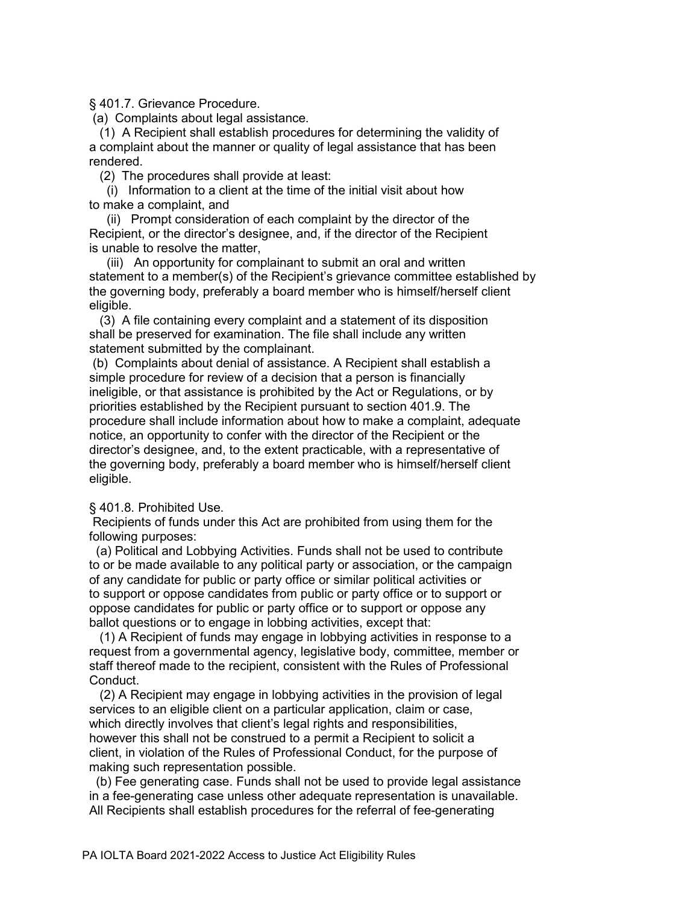§ 401.7. Grievance Procedure.

(a) Complaints about legal assistance.

(1) A Recipient shall establish procedures for determining the validity of a complaint about the manner or quality of legal assistance that has been rendered.

(2) The procedures shall provide at least:

(i) Information to a client at the time of the initial visit about how to make a complaint, and

(ii) Prompt consideration of each complaint by the director of the Recipient, or the director's designee, and, if the director of the Recipient is unable to resolve the matter,

(iii) An opportunity for complainant to submit an oral and written statement to a member(s) of the Recipient's grievance committee established by the governing body, preferably a board member who is himself/herself client eligible.

(3) A file containing every complaint and a statement of its disposition shall be preserved for examination. The file shall include any written statement submitted by the complainant.

(b) Complaints about denial of assistance. A Recipient shall establish a simple procedure for review of a decision that a person is financially ineligible, or that assistance is prohibited by the Act or Regulations, or by priorities established by the Recipient pursuant to section 401.9. The procedure shall include information about how to make a complaint, adequate notice, an opportunity to confer with the director of the Recipient or the director's designee, and, to the extent practicable, with a representative of the governing body, preferably a board member who is himself/herself client eligible.

§ 401.8. Prohibited Use.

Recipients of funds under this Act are prohibited from using them for the following purposes:

(a) Political and Lobbying Activities. Funds shall not be used to contribute to or be made available to any political party or association, or the campaign of any candidate for public or party office or similar political activities or to support or oppose candidates from public or party office or to support or oppose candidates for public or party office or to support or oppose any ballot questions or to engage in lobbing activities, except that:

(1) A Recipient of funds may engage in lobbying activities in response to a request from a governmental agency, legislative body, committee, member or staff thereof made to the recipient, consistent with the Rules of Professional Conduct.

(2) A Recipient may engage in lobbying activities in the provision of legal services to an eligible client on a particular application, claim or case, which directly involves that client's legal rights and responsibilities, however this shall not be construed to a permit a Recipient to solicit a client, in violation of the Rules of Professional Conduct, for the purpose of making such representation possible.

(b) Fee generating case. Funds shall not be used to provide legal assistance in a fee-generating case unless other adequate representation is unavailable. All Recipients shall establish procedures for the referral of fee-generating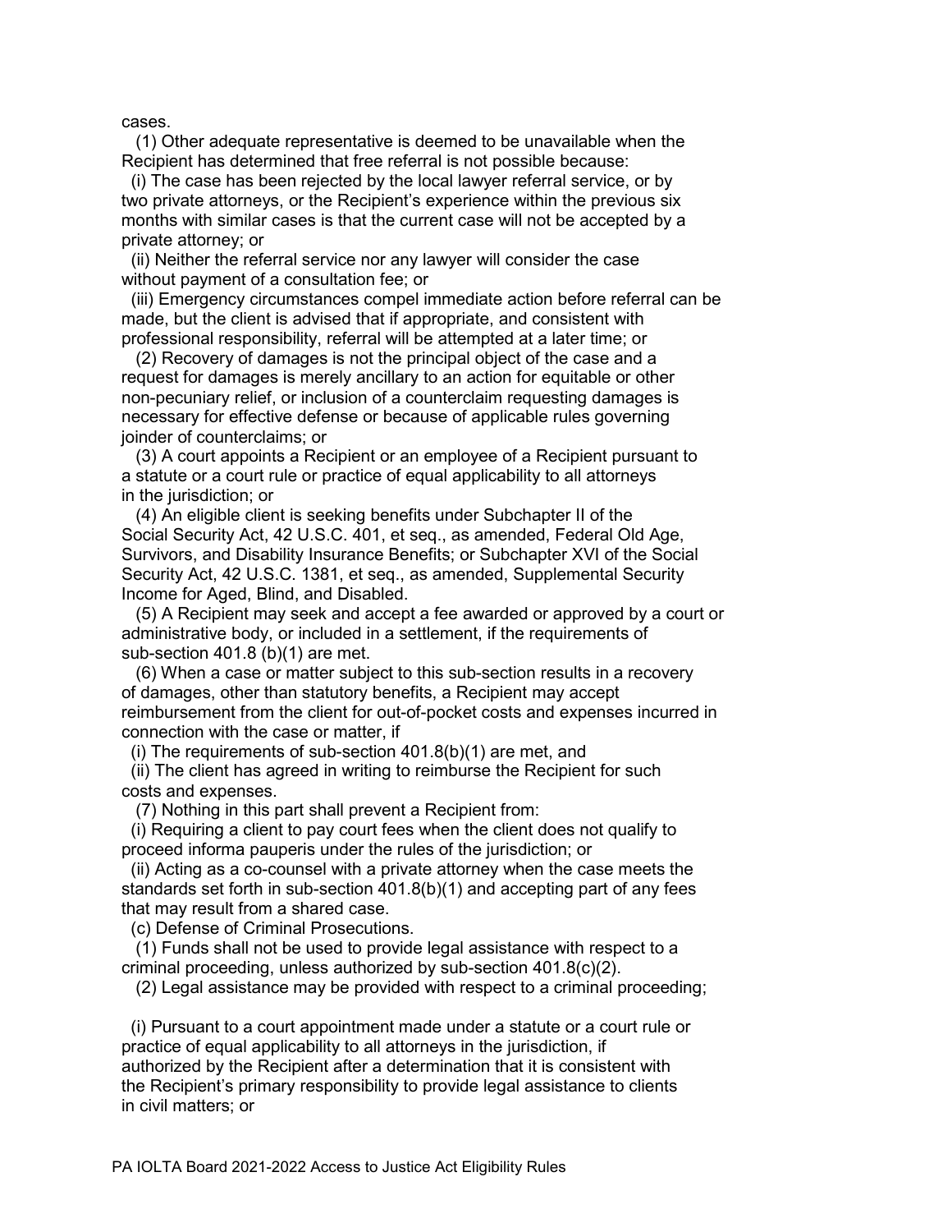cases.

(1) Other adequate representative is deemed to be unavailable when the Recipient has determined that free referral is not possible because:

(i) The case has been rejected by the local lawyer referral service, or by two private attorneys, or the Recipient's experience within the previous six months with similar cases is that the current case will not be accepted by a private attorney; or

(ii) Neither the referral service nor any lawyer will consider the case without payment of a consultation fee; or

(iii) Emergency circumstances compel immediate action before referral can be made, but the client is advised that if appropriate, and consistent with professional responsibility, referral will be attempted at a later time; or

(2) Recovery of damages is not the principal object of the case and a request for damages is merely ancillary to an action for equitable or other non-pecuniary relief, or inclusion of a counterclaim requesting damages is necessary for effective defense or because of applicable rules governing joinder of counterclaims; or

(3) A court appoints a Recipient or an employee of a Recipient pursuant to a statute or a court rule or practice of equal applicability to all attorneys in the jurisdiction; or

(4) An eligible client is seeking benefits under Subchapter II of the Social Security Act, 42 U.S.C. 401, et seq., as amended, Federal Old Age, Survivors, and Disability Insurance Benefits; or Subchapter XVI of the Social Security Act, 42 U.S.C. 1381, et seq., as amended, Supplemental Security Income for Aged, Blind, and Disabled.

(5) A Recipient may seek and accept a fee awarded or approved by a court or administrative body, or included in a settlement, if the requirements of sub-section 401.8 (b)(1) are met.

(6) When a case or matter subject to this sub-section results in a recovery of damages, other than statutory benefits, a Recipient may accept reimbursement from the client for out-of-pocket costs and expenses incurred in connection with the case or matter, if

(i) The requirements of sub-section 401.8(b)(1) are met, and

(ii) The client has agreed in writing to reimburse the Recipient for such costs and expenses.

(7) Nothing in this part shall prevent a Recipient from:

(i) Requiring a client to pay court fees when the client does not qualify to proceed informa pauperis under the rules of the jurisdiction; or

(ii) Acting as a co-counsel with a private attorney when the case meets the standards set forth in sub-section 401.8(b)(1) and accepting part of any fees that may result from a shared case.

(c) Defense of Criminal Prosecutions.

(1) Funds shall not be used to provide legal assistance with respect to a criminal proceeding, unless authorized by sub-section 401.8(c)(2).

(2) Legal assistance may be provided with respect to a criminal proceeding;

(i) Pursuant to a court appointment made under a statute or a court rule or practice of equal applicability to all attorneys in the jurisdiction, if authorized by the Recipient after a determination that it is consistent with the Recipient's primary responsibility to provide legal assistance to clients in civil matters; or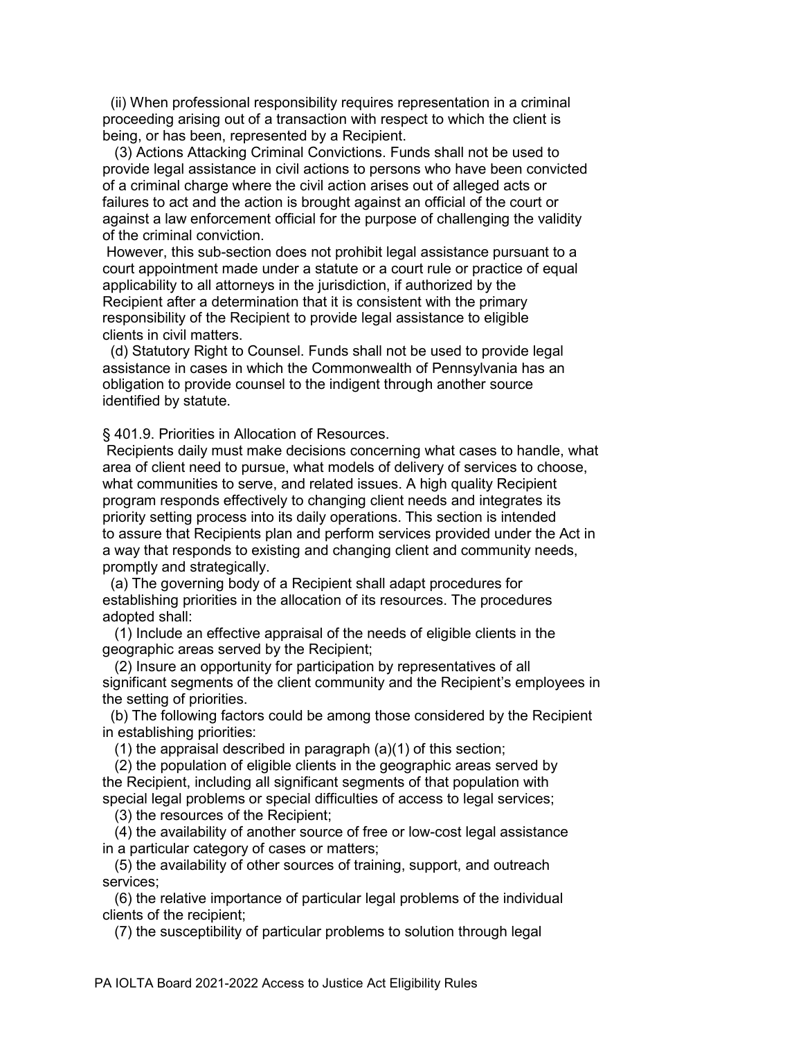(ii) When professional responsibility requires representation in a criminal proceeding arising out of a transaction with respect to which the client is being, or has been, represented by a Recipient.

(3) Actions Attacking Criminal Convictions. Funds shall not be used to provide legal assistance in civil actions to persons who have been convicted of a criminal charge where the civil action arises out of alleged acts or failures to act and the action is brought against an official of the court or against a law enforcement official for the purpose of challenging the validity of the criminal conviction.

However, this sub-section does not prohibit legal assistance pursuant to a court appointment made under a statute or a court rule or practice of equal applicability to all attorneys in the jurisdiction, if authorized by the Recipient after a determination that it is consistent with the primary responsibility of the Recipient to provide legal assistance to eligible clients in civil matters.

(d) Statutory Right to Counsel. Funds shall not be used to provide legal assistance in cases in which the Commonwealth of Pennsylvania has an obligation to provide counsel to the indigent through another source identified by statute.

§ 401.9. Priorities in Allocation of Resources.

Recipients daily must make decisions concerning what cases to handle, what area of client need to pursue, what models of delivery of services to choose, what communities to serve, and related issues. A high quality Recipient program responds effectively to changing client needs and integrates its priority setting process into its daily operations. This section is intended to assure that Recipients plan and perform services provided under the Act in a way that responds to existing and changing client and community needs, promptly and strategically.

(a) The governing body of a Recipient shall adapt procedures for establishing priorities in the allocation of its resources. The procedures adopted shall:

(1) Include an effective appraisal of the needs of eligible clients in the geographic areas served by the Recipient;

(2) Insure an opportunity for participation by representatives of all significant segments of the client community and the Recipient's employees in the setting of priorities.

(b) The following factors could be among those considered by the Recipient in establishing priorities:

(1) the appraisal described in paragraph (a)(1) of this section;

(2) the population of eligible clients in the geographic areas served by the Recipient, including all significant segments of that population with special legal problems or special difficulties of access to legal services;

(3) the resources of the Recipient;

(4) the availability of another source of free or low-cost legal assistance in a particular category of cases or matters;

(5) the availability of other sources of training, support, and outreach services;

(6) the relative importance of particular legal problems of the individual clients of the recipient;

(7) the susceptibility of particular problems to solution through legal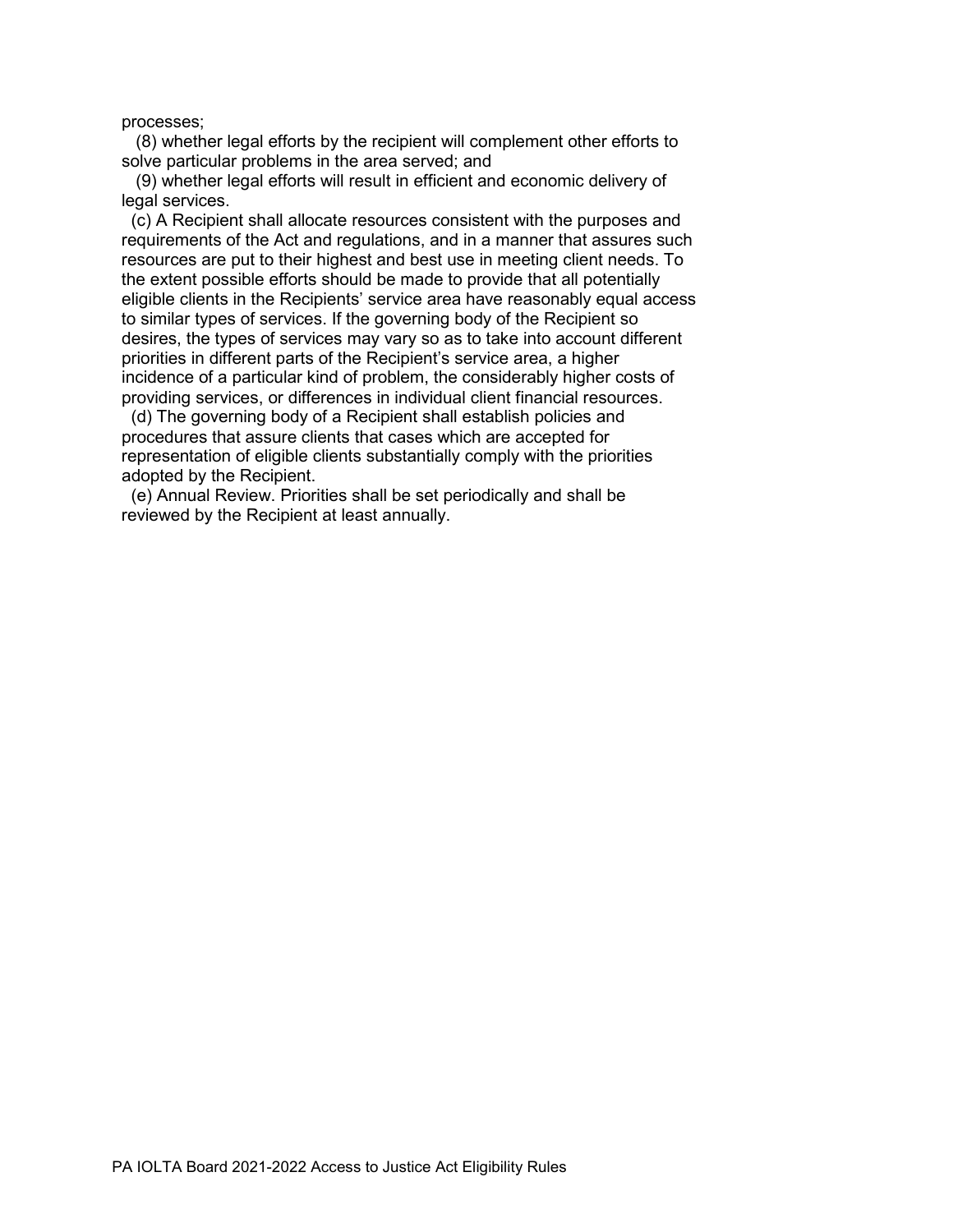processes;

(8) whether legal efforts by the recipient will complement other efforts to solve particular problems in the area served; and

(9) whether legal efforts will result in efficient and economic delivery of legal services.

(c) A Recipient shall allocate resources consistent with the purposes and requirements of the Act and regulations, and in a manner that assures such resources are put to their highest and best use in meeting client needs. To the extent possible efforts should be made to provide that all potentially eligible clients in the Recipients' service area have reasonably equal access to similar types of services. If the governing body of the Recipient so desires, the types of services may vary so as to take into account different priorities in different parts of the Recipient's service area, a higher incidence of a particular kind of problem, the considerably higher costs of providing services, or differences in individual client financial resources.

(d) The governing body of a Recipient shall establish policies and procedures that assure clients that cases which are accepted for representation of eligible clients substantially comply with the priorities adopted by the Recipient.

(e) Annual Review. Priorities shall be set periodically and shall be reviewed by the Recipient at least annually.